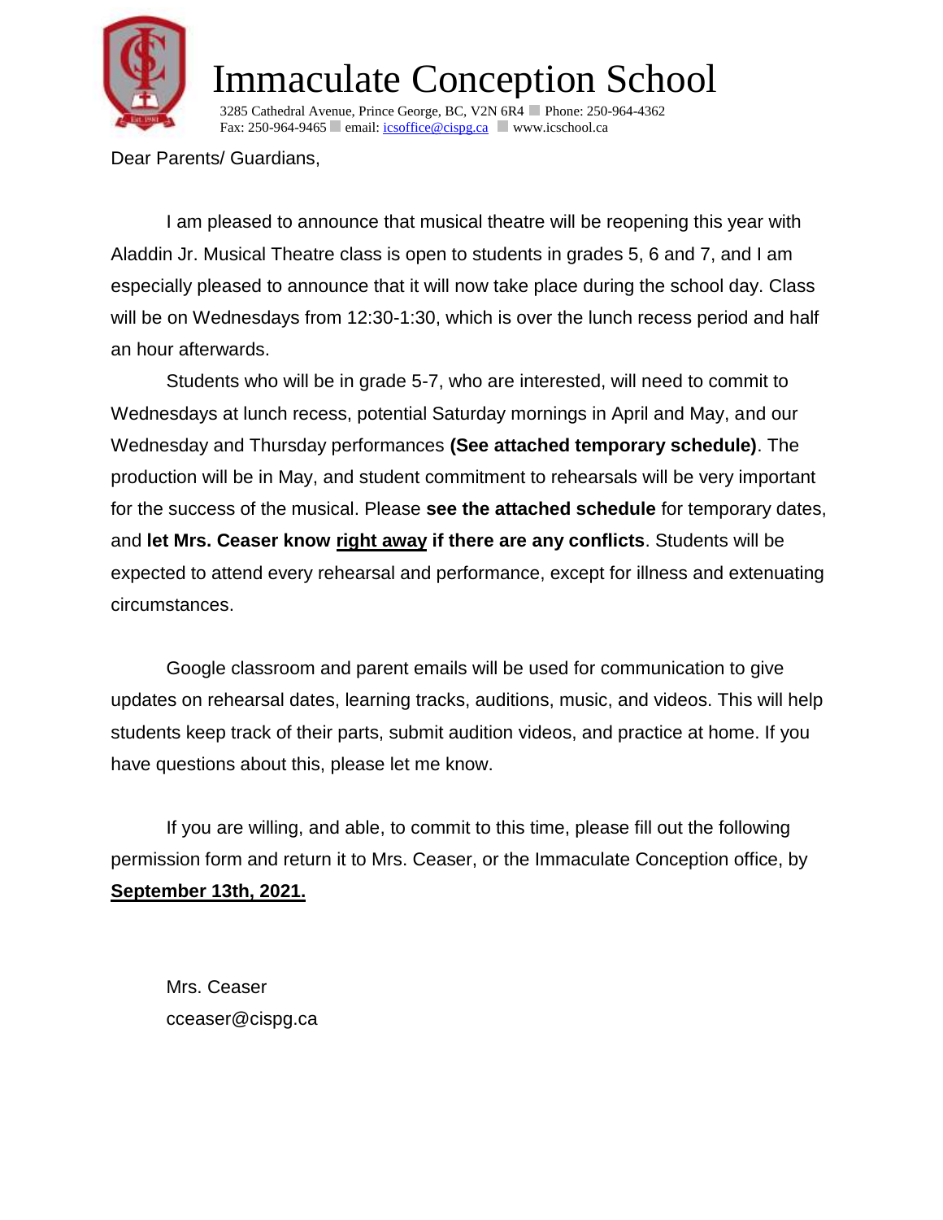# Immaculate Conception School

3285 Cathedral Avenue, Prince George, BC, V2N 6R4 Phone: 250-964-4362
Fax: 250-964-9465 email: icsoffice@cispg.ca www.icschool.ca

Dear Parents/ Guardians,

I am pleased to announce that musical theatre will be reopening this year with Aladdin Jr. Musical Theatre class is open to students in grades 5, 6 and 7, and I am especially pleased to announce that it will now take place during the school day. Class will be on Wednesdays from 12:30-1:30, which is over the lunch recess period and half an hour afterwards.

Students who will be in grade 5-7, who are interested, will need to commit to Wednesdays at lunch recess, potential Saturday mornings in April and May, and our Wednesday and Thursday performances **(See attached temporary schedule)**. The production will be in May, and student commitment to rehearsals will be very important for the success of the musical. Please **see the attached schedule** for temporary dates, and **let Mrs. Ceaser know <u>right away</u> if there are any conflicts**. Students will be expected to attend every rehearsal and performance, except for illness and extenuating circumstances.

Google classroom and parent emails will be used for communication to give updates on rehearsal dates, learning tracks, auditions, music, and videos. This will help students keep track of their parts, submit audition videos, and practice at home. If you have questions about this, please let me know.

If you are willing, and able, to commit to this time, please fill out the following permission form and return it to Mrs. Ceaser, or the Immaculate Conception office, by **<u>September 13th, 2021.</u>**

Mrs. Ceaser
cceaser@cispg.ca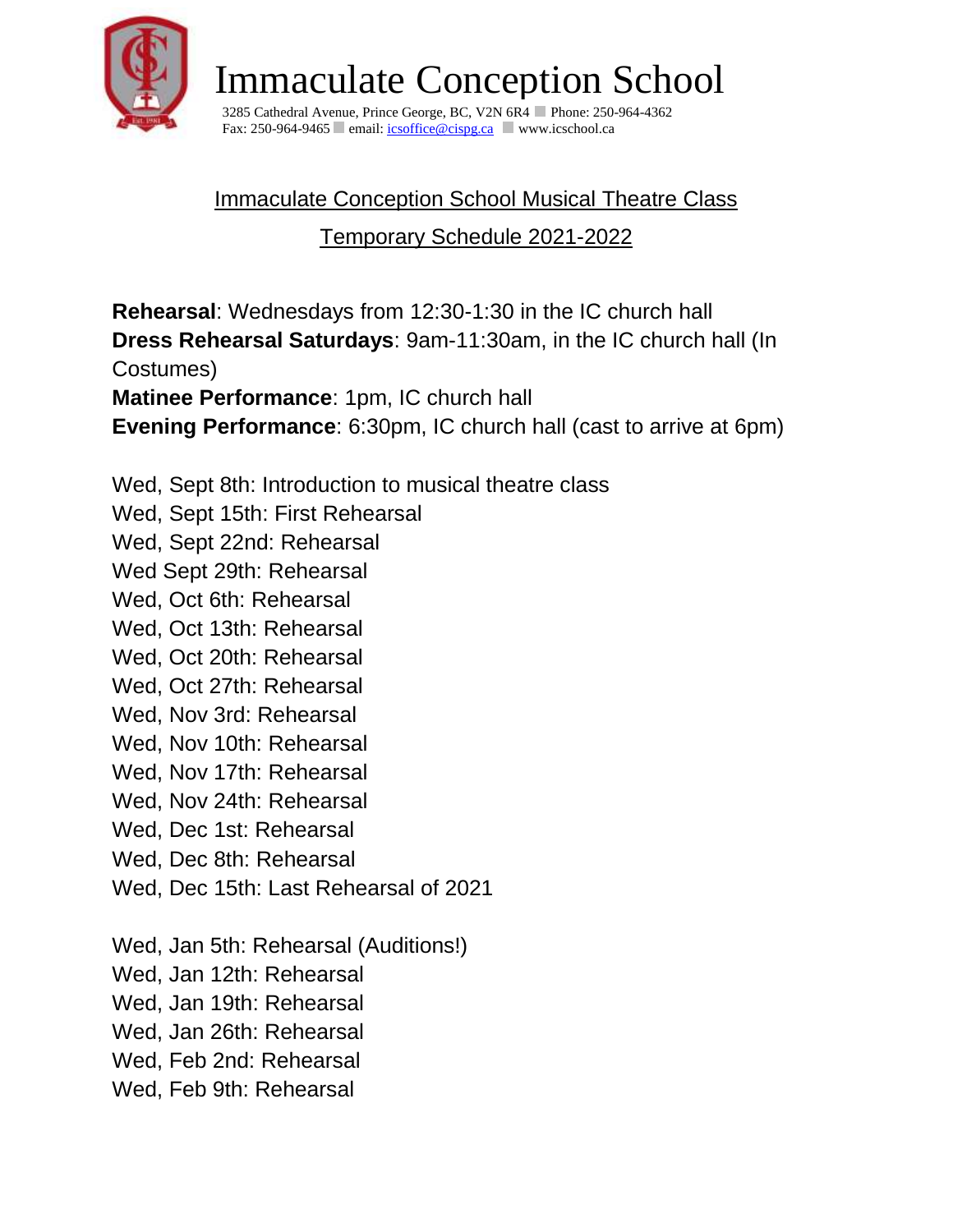# Immaculate Conception School

3285 Cathedral Avenue, Prince George, BC, V2N 6R4 Phone: 250-964-4362
Fax: 250-964-9465 email: icsoffice@cispg.ca www.icschool.ca

## Immaculate Conception School Musical Theatre Class

## Temporary Schedule 2021-2022

**Rehearsal**: Wednesdays from 12:30-1:30 in the IC church hall
**Dress Rehearsal Saturdays**: 9am-11:30am, in the IC church hall (In Costumes)
**Matinee Performance**: 1pm, IC church hall
**Evening Performance**: 6:30pm, IC church hall (cast to arrive at 6pm)

Wed, Sept 8th: Introduction to musical theatre class
Wed, Sept 15th: First Rehearsal
Wed, Sept 22nd: Rehearsal
Wed Sept 29th: Rehearsal
Wed, Oct 6th: Rehearsal
Wed, Oct 13th: Rehearsal
Wed, Oct 20th: Rehearsal
Wed, Oct 27th: Rehearsal
Wed, Nov 3rd: Rehearsal
Wed, Nov 10th: Rehearsal
Wed, Nov 17th: Rehearsal
Wed, Nov 24th: Rehearsal
Wed, Dec 1st: Rehearsal
Wed, Dec 8th: Rehearsal
Wed, Dec 15th: Last Rehearsal of 2021

Wed, Jan 5th: Rehearsal (Auditions!)
Wed, Jan 12th: Rehearsal
Wed, Jan 19th: Rehearsal
Wed, Jan 26th: Rehearsal
Wed, Feb 2nd: Rehearsal
Wed, Feb 9th: Rehearsal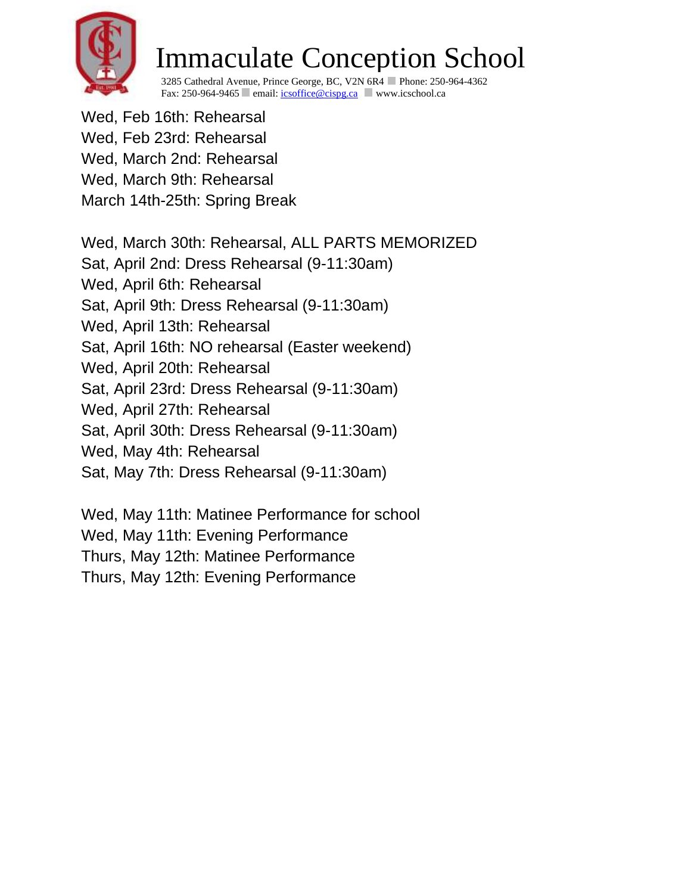# Immaculate Conception School

3285 Cathedral Avenue, Prince George, BC, V2N 6R4 ■ Phone: 250-964-4362
Fax: 250-964-9465 ■ email: icsoffice@cispg.ca ■ www.icschool.ca

Wed, Feb 16th: Rehearsal
Wed, Feb 23rd: Rehearsal
Wed, March 2nd: Rehearsal
Wed, March 9th: Rehearsal
March 14th-25th: Spring Break

Wed, March 30th: Rehearsal, ALL PARTS MEMORIZED
Sat, April 2nd: Dress Rehearsal (9-11:30am)
Wed, April 6th: Rehearsal
Sat, April 9th: Dress Rehearsal (9-11:30am)
Wed, April 13th: Rehearsal
Sat, April 16th: NO rehearsal (Easter weekend)
Wed, April 20th: Rehearsal
Sat, April 23rd: Dress Rehearsal (9-11:30am)
Wed, April 27th: Rehearsal
Sat, April 30th: Dress Rehearsal (9-11:30am)
Wed, May 4th: Rehearsal
Sat, May 7th: Dress Rehearsal (9-11:30am)

Wed, May 11th: Matinee Performance for school
Wed, May 11th: Evening Performance
Thurs, May 12th: Matinee Performance
Thurs, May 12th: Evening Performance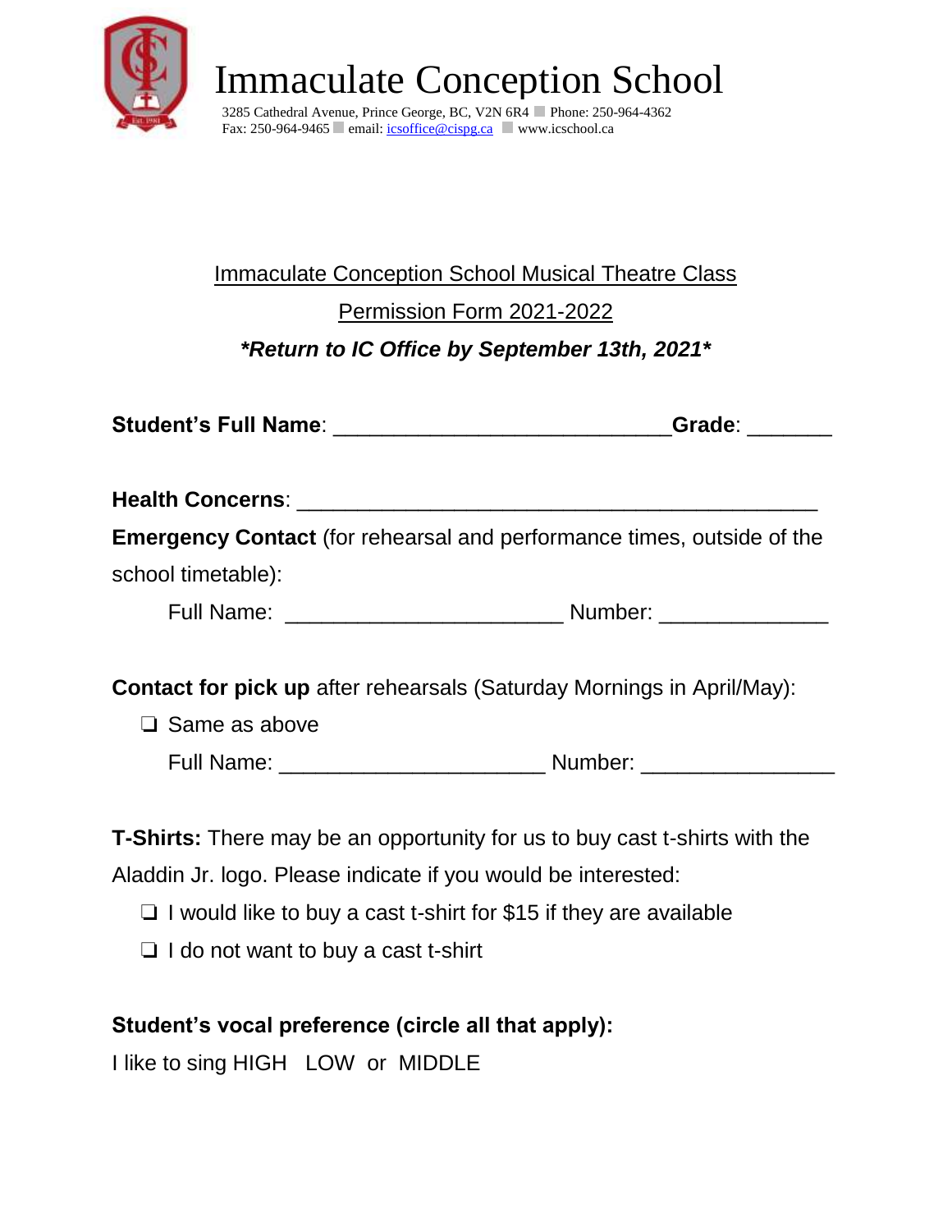# Immaculate Conception School

3285 Cathedral Avenue, Prince George, BC, V2N 6R4 ▪ Phone: 250-964-4362
Fax: 250-964-9465 ▪ email: icsoffice@cispg.ca ▪ www.icschool.ca

Immaculate Conception School Musical Theatre Class

Permission Form 2021-2022

***Return to IC Office by September 13th, 2021***

**Student's Full Name**: ___________________________ **Grade**: _______

**Health Concerns**: __________________________________________

**Emergency Contact** (for rehearsal and performance times, outside of the school timetable):

Full Name: ______________________ Number: _____________

**Contact for pick up** after rehearsals (Saturday Mornings in April/May):

- ❏ Same as above

Full Name: _____________________ Number: _______________

**T-Shirts:** There may be an opportunity for us to buy cast t-shirts with the Aladdin Jr. logo. Please indicate if you would be interested:

- ❏ I would like to buy a cast t-shirt for $15 if they are available
- ❏ I do not want to buy a cast t-shirt

**Student's vocal preference (circle all that apply):**

I like to sing HIGH LOW or MIDDLE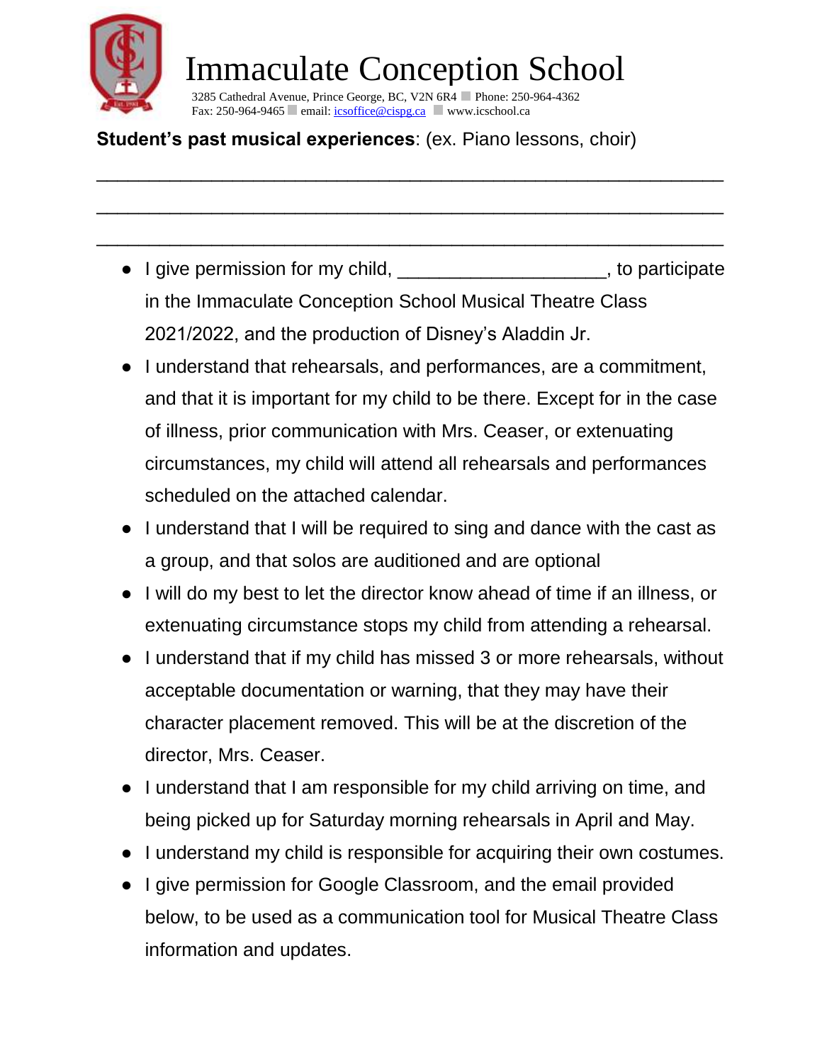# Immaculate Conception School

3285 Cathedral Avenue, Prince George, BC, V2N 6R4 ■ Phone: 250-964-4362
Fax: 250-964-9465 ■ email: icsoffice@cispg.ca ■ www.icschool.ca

**Student's past musical experiences**: (ex. Piano lessons, choir)

\_\_\_\_\_\_\_\_\_\_\_\_\_\_\_\_\_\_\_\_\_\_\_\_\_\_\_\_\_\_\_\_\_\_\_\_\_\_\_\_\_\_\_\_\_\_\_\_\_\_\_\_\_\_\_\_

\_\_\_\_\_\_\_\_\_\_\_\_\_\_\_\_\_\_\_\_\_\_\_\_\_\_\_\_\_\_\_\_\_\_\_\_\_\_\_\_\_\_\_\_\_\_\_\_\_\_\_\_\_\_\_\_

\_\_\_\_\_\_\_\_\_\_\_\_\_\_\_\_\_\_\_\_\_\_\_\_\_\_\_\_\_\_\_\_\_\_\_\_\_\_\_\_\_\_\_\_\_\_\_\_\_\_\_\_\_\_\_\_

- I give permission for my child, \_\_\_\_\_\_\_\_\_\_\_\_\_\_\_\_\_\_\_\_, to participate in the Immaculate Conception School Musical Theatre Class 2021/2022, and the production of Disney's Aladdin Jr.
- I understand that rehearsals, and performances, are a commitment, and that it is important for my child to be there. Except for in the case of illness, prior communication with Mrs. Ceaser, or extenuating circumstances, my child will attend all rehearsals and performances scheduled on the attached calendar.
- I understand that I will be required to sing and dance with the cast as a group, and that solos are auditioned and are optional
- I will do my best to let the director know ahead of time if an illness, or extenuating circumstance stops my child from attending a rehearsal.
- I understand that if my child has missed 3 or more rehearsals, without acceptable documentation or warning, that they may have their character placement removed. This will be at the discretion of the director, Mrs. Ceaser.
- I understand that I am responsible for my child arriving on time, and being picked up for Saturday morning rehearsals in April and May.
- I understand my child is responsible for acquiring their own costumes.
- I give permission for Google Classroom, and the email provided below, to be used as a communication tool for Musical Theatre Class information and updates.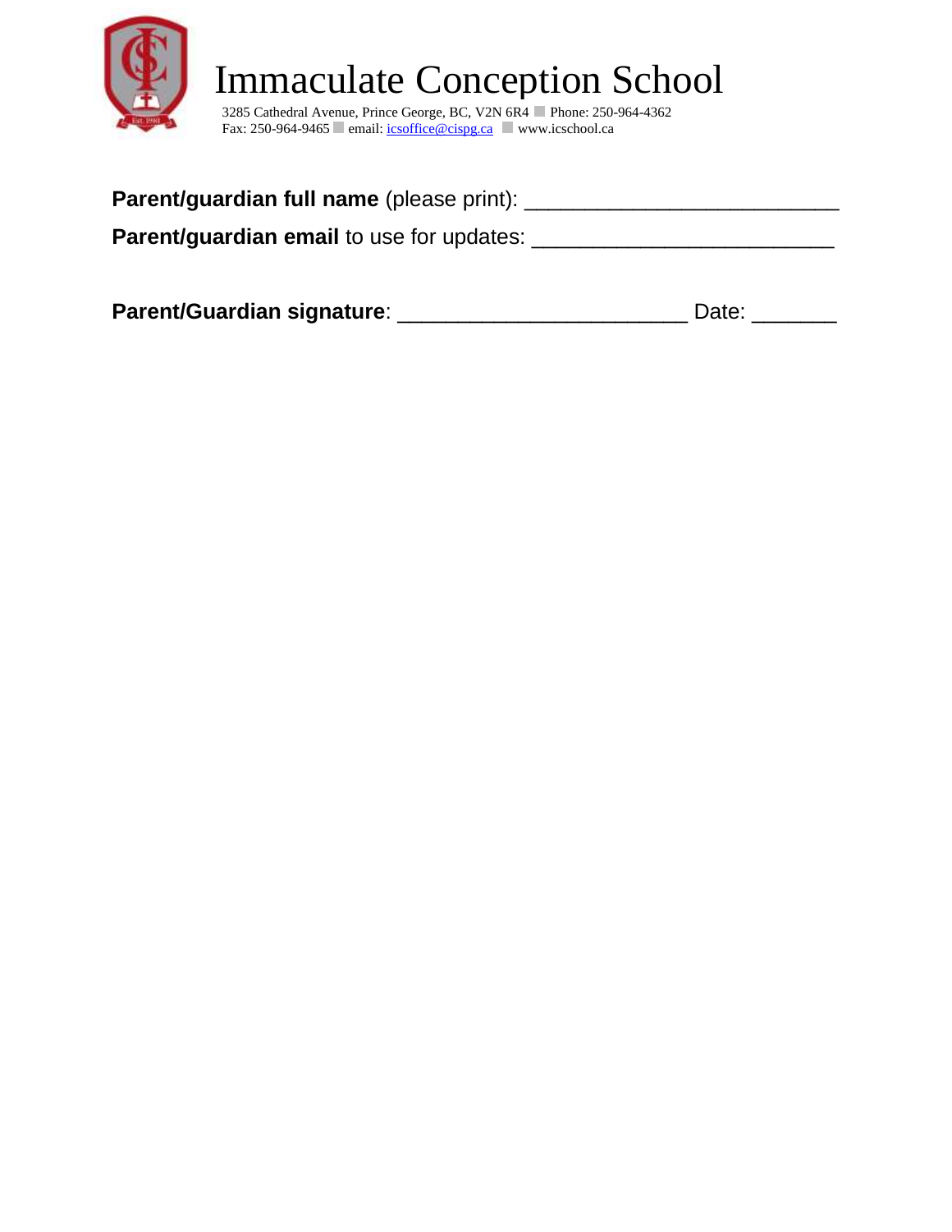# Immaculate Conception School

3285 Cathedral Avenue, Prince George, BC, V2N 6R4 ■ Phone: 250-964-4362
Fax: 250-964-9465 ■ email: icsoffice@cispg.ca ■ www.icschool.ca

**Parent/guardian full name** (please print): ___________________________

**Parent/guardian email** to use for updates: __________________________

**Parent/Guardian signature**: _________________________ Date: _______